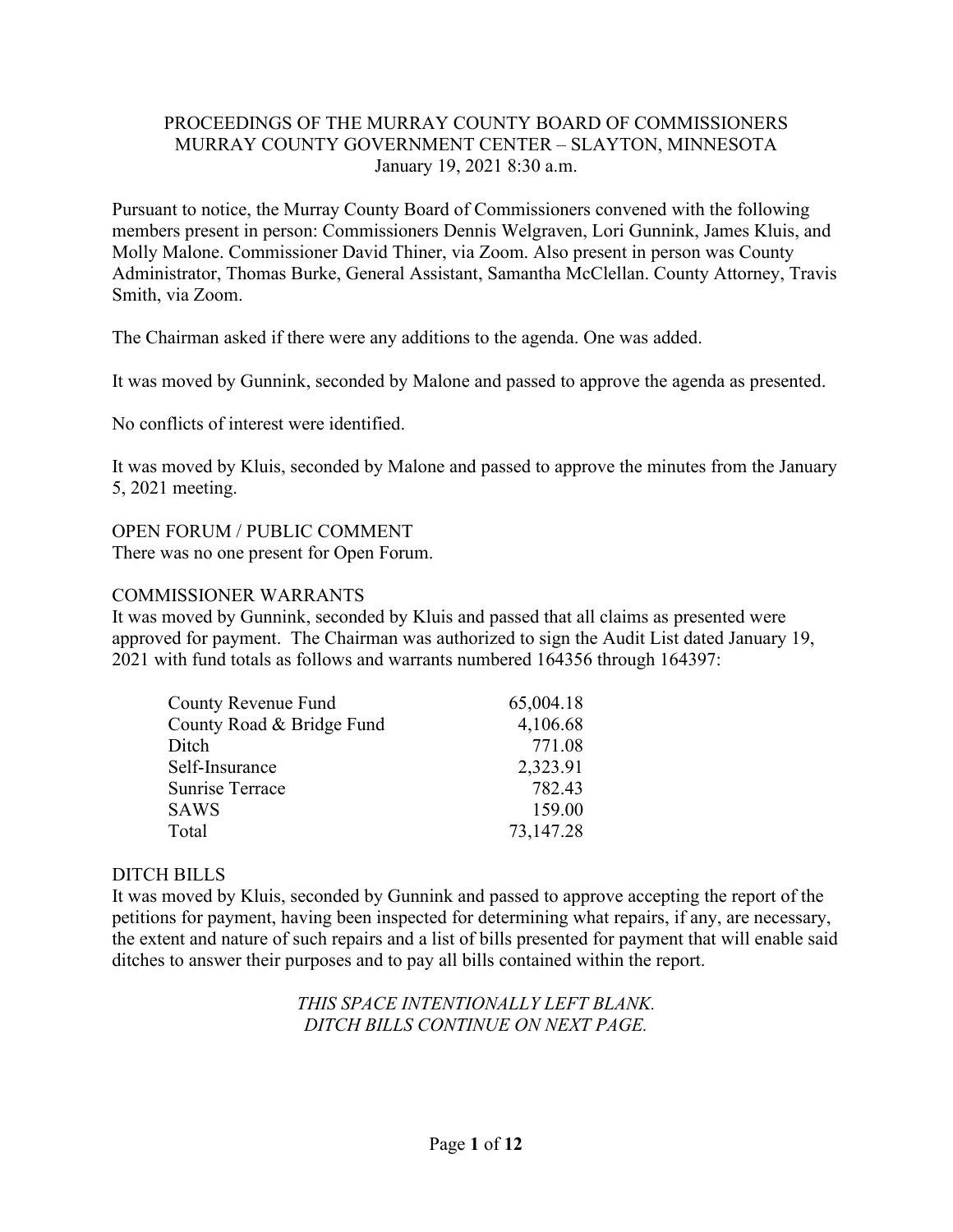PROCEEDINGS OF THE MURRAY COUNTY BOARD OF COMMISSIONERS
MURRAY COUNTY GOVERNMENT CENTER – SLAYTON, MINNESOTA
January 19, 2021 8:30 a.m.

Pursuant to notice, the Murray County Board of Commissioners convened with the following members present in person: Commissioners Dennis Welgraven, Lori Gunnink, James Kluis, and Molly Malone. Commissioner David Thiner, via Zoom. Also present in person was County Administrator, Thomas Burke, General Assistant, Samantha McClellan. County Attorney, Travis Smith, via Zoom.

The Chairman asked if there were any additions to the agenda. One was added.

It was moved by Gunnink, seconded by Malone and passed to approve the agenda as presented.

No conflicts of interest were identified.

It was moved by Kluis, seconded by Malone and passed to approve the minutes from the January 5, 2021 meeting.

OPEN FORUM / PUBLIC COMMENT

There was no one present for Open Forum.

COMMISSIONER WARRANTS

It was moved by Gunnink, seconded by Kluis and passed that all claims as presented were approved for payment. The Chairman was authorized to sign the Audit List dated January 19, 2021 with fund totals as follows and warrants numbered 164356 through 164397:

| Fund | Amount |
|---|---|
| County Revenue Fund | 65,004.18 |
| County Road & Bridge Fund | 4,106.68 |
| Ditch | 771.08 |
| Self-Insurance | 2,323.91 |
| Sunrise Terrace | 782.43 |
| SAWS | 159.00 |
| Total | 73,147.28 |

DITCH BILLS

It was moved by Kluis, seconded by Gunnink and passed to approve accepting the report of the petitions for payment, having been inspected for determining what repairs, if any, are necessary, the extent and nature of such repairs and a list of bills presented for payment that will enable said ditches to answer their purposes and to pay all bills contained within the report.

*THIS SPACE INTENTIONALLY LEFT BLANK.*
*DITCH BILLS CONTINUE ON NEXT PAGE.*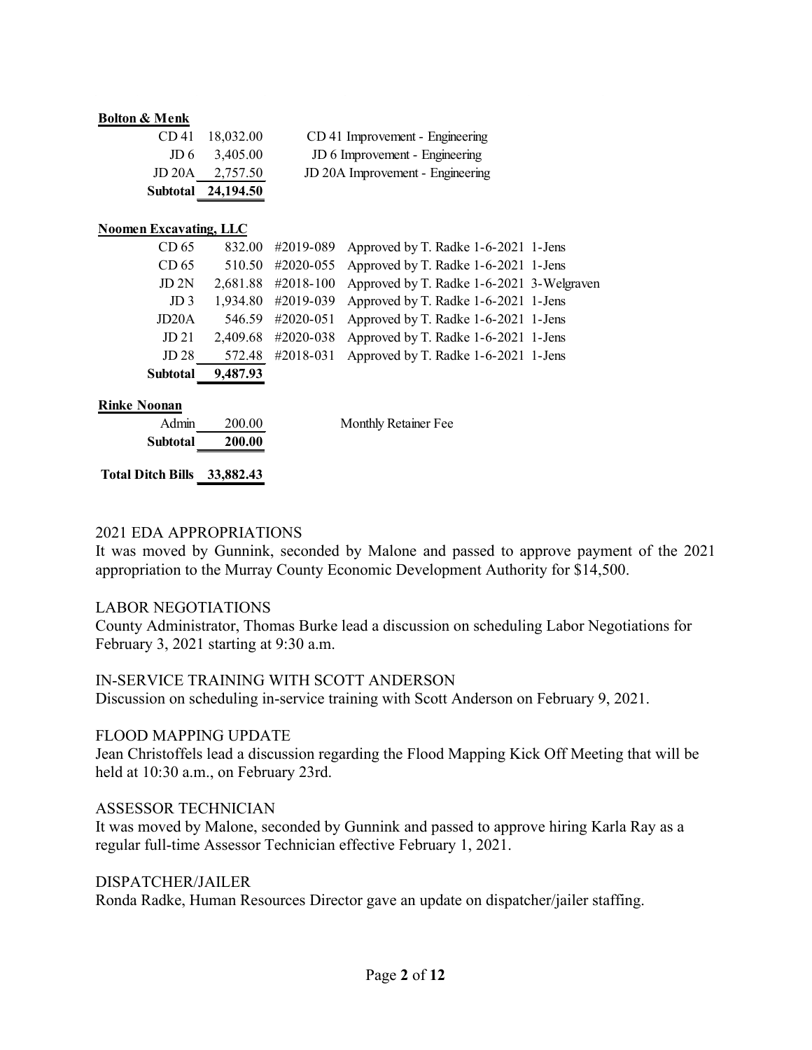**Bolton & Menk**

| | | | |
|---|---|---|---|
| CD 41 | 18,032.00 | | CD 41 Improvement - Engineering |
| JD 6 | 3,405.00 | | JD 6 Improvement - Engineering |
| JD 20A | 2,757.50 | | JD 20A Improvement - Engineering |
| **Subtotal** | **24,194.50** | | |

**Noomen Excavating, LLC**

| | | | |
|---|---|---|---|
| CD 65 | 832.00 | #2019-089 | Approved by T. Radke 1-6-2021 1-Jens |
| CD 65 | 510.50 | #2020-055 | Approved by T. Radke 1-6-2021 1-Jens |
| JD 2N | 2,681.88 | #2018-100 | Approved by T. Radke 1-6-2021 3-Welgraven |
| JD 3 | 1,934.80 | #2019-039 | Approved by T. Radke 1-6-2021 1-Jens |
| JD20A | 546.59 | #2020-051 | Approved by T. Radke 1-6-2021 1-Jens |
| JD 21 | 2,409.68 | #2020-038 | Approved by T. Radke 1-6-2021 1-Jens |
| JD 28 | 572.48 | #2018-031 | Approved by T. Radke 1-6-2021 1-Jens |
| **Subtotal** | **9,487.93** | | |

**Rinke Noonan**

| | | | |
|---|---|---|---|
| Admin | 200.00 | | Monthly Retainer Fee |
| **Subtotal** | **200.00** | | |

**Total Ditch Bills 33,882.43**

2021 EDA APPROPRIATIONS

It was moved by Gunnink, seconded by Malone and passed to approve payment of the 2021 appropriation to the Murray County Economic Development Authority for $14,500.

LABOR NEGOTIATIONS

County Administrator, Thomas Burke lead a discussion on scheduling Labor Negotiations for February 3, 2021 starting at 9:30 a.m.

IN-SERVICE TRAINING WITH SCOTT ANDERSON

Discussion on scheduling in-service training with Scott Anderson on February 9, 2021.

FLOOD MAPPING UPDATE

Jean Christoffels lead a discussion regarding the Flood Mapping Kick Off Meeting that will be held at 10:30 a.m., on February 23rd.

ASSESSOR TECHNICIAN

It was moved by Malone, seconded by Gunnink and passed to approve hiring Karla Ray as a regular full-time Assessor Technician effective February 1, 2021.

DISPATCHER/JAILER

Ronda Radke, Human Resources Director gave an update on dispatcher/jailer staffing.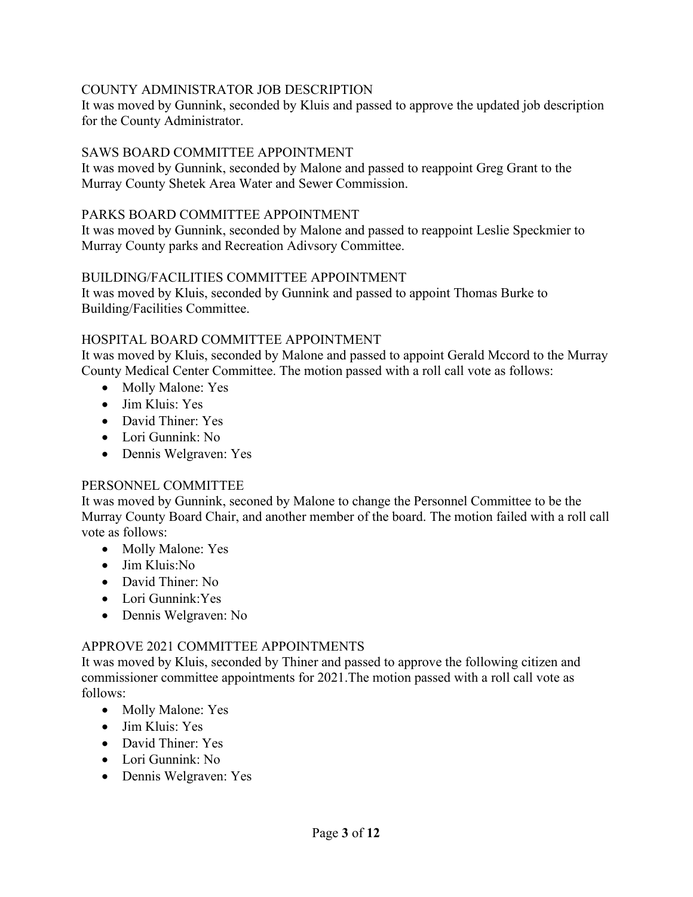## COUNTY ADMINISTRATOR JOB DESCRIPTION

It was moved by Gunnink, seconded by Kluis and passed to approve the updated job description for the County Administrator.

## SAWS BOARD COMMITTEE APPOINTMENT

It was moved by Gunnink, seconded by Malone and passed to reappoint Greg Grant to the Murray County Shetek Area Water and Sewer Commission.

## PARKS BOARD COMMITTEE APPOINTMENT

It was moved by Gunnink, seconded by Malone and passed to reappoint Leslie Speckmier to Murray County parks and Recreation Adivsory Committee.

## BUILDING/FACILITIES COMMITTEE APPOINTMENT

It was moved by Kluis, seconded by Gunnink and passed to appoint Thomas Burke to Building/Facilities Committee.

## HOSPITAL BOARD COMMITTEE APPOINTMENT

It was moved by Kluis, seconded by Malone and passed to appoint Gerald Mccord to the Murray County Medical Center Committee. The motion passed with a roll call vote as follows:

- Molly Malone: Yes
- Jim Kluis: Yes
- David Thiner: Yes
- Lori Gunnink: No
- Dennis Welgraven: Yes

## PERSONNEL COMMITTEE

It was moved by Gunnink, seconed by Malone to change the Personnel Committee to be the Murray County Board Chair, and another member of the board. The motion failed with a roll call vote as follows:

- Molly Malone: Yes
- Jim Kluis:No
- David Thiner: No
- Lori Gunnink:Yes
- Dennis Welgraven: No

## APPROVE 2021 COMMITTEE APPOINTMENTS

It was moved by Kluis, seconded by Thiner and passed to approve the following citizen and commissioner committee appointments for 2021.The motion passed with a roll call vote as follows:

- Molly Malone: Yes
- Jim Kluis: Yes
- David Thiner: Yes
- Lori Gunnink: No
- Dennis Welgraven: Yes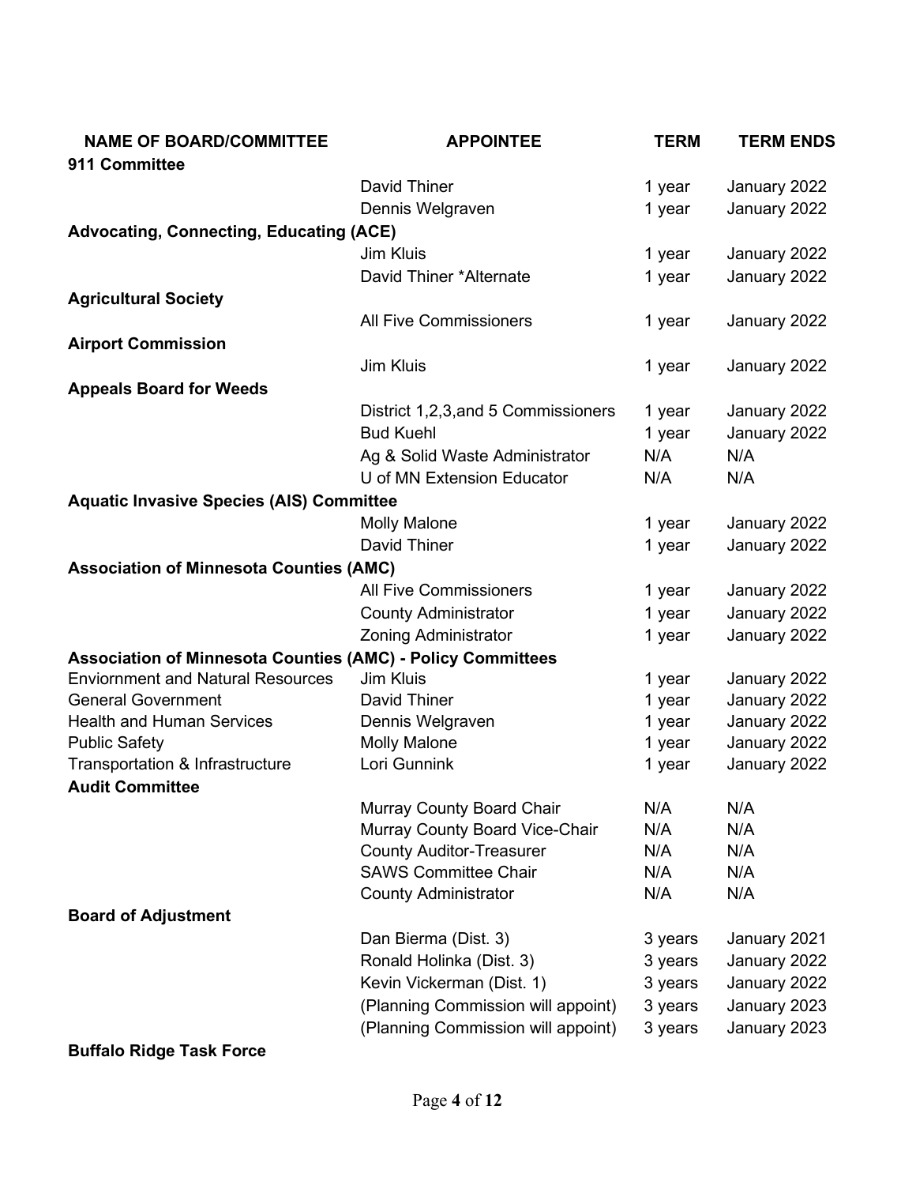| NAME OF BOARD/COMMITTEE | APPOINTEE | TERM | TERM ENDS |
|---|---|---|---|
| **911 Committee** | | | |
| | David Thiner | 1 year | January 2022 |
| | Dennis Welgraven | 1 year | January 2022 |
| **Advocating, Connecting, Educating (ACE)** | | | |
| | Jim Kluis | 1 year | January 2022 |
| | David Thiner *Alternate | 1 year | January 2022 |
| **Agricultural Society** | | | |
| | All Five Commissioners | 1 year | January 2022 |
| **Airport Commission** | | | |
| | Jim Kluis | 1 year | January 2022 |
| **Appeals Board for Weeds** | | | |
| | District 1,2,3,and 5 Commissioners | 1 year | January 2022 |
| | Bud Kuehl | 1 year | January 2022 |
| | Ag & Solid Waste Administrator | N/A | N/A |
| | U of MN Extension Educator | N/A | N/A |
| **Aquatic Invasive Species (AIS) Committee** | | | |
| | Molly Malone | 1 year | January 2022 |
| | David Thiner | 1 year | January 2022 |
| **Association of Minnesota Counties (AMC)** | | | |
| | All Five Commissioners | 1 year | January 2022 |
| | County Administrator | 1 year | January 2022 |
| | Zoning Administrator | 1 year | January 2022 |
| **Association of Minnesota Counties (AMC) - Policy Committees** | | | |
| Enviornment and Natural Resources | Jim Kluis | 1 year | January 2022 |
| General Government | David Thiner | 1 year | January 2022 |
| Health and Human Services | Dennis Welgraven | 1 year | January 2022 |
| Public Safety | Molly Malone | 1 year | January 2022 |
| Transportation & Infrastructure | Lori Gunnink | 1 year | January 2022 |
| **Audit Committee** | | | |
| | Murray County Board Chair | N/A | N/A |
| | Murray County Board Vice-Chair | N/A | N/A |
| | County Auditor-Treasurer | N/A | N/A |
| | SAWS Committee Chair | N/A | N/A |
| | County Administrator | N/A | N/A |
| **Board of Adjustment** | | | |
| | Dan Bierma (Dist. 3) | 3 years | January 2021 |
| | Ronald Holinka (Dist. 3) | 3 years | January 2022 |
| | Kevin Vickerman (Dist. 1) | 3 years | January 2022 |
| | (Planning Commission will appoint) | 3 years | January 2023 |
| | (Planning Commission will appoint) | 3 years | January 2023 |
| **Buffalo Ridge Task Force** | | | |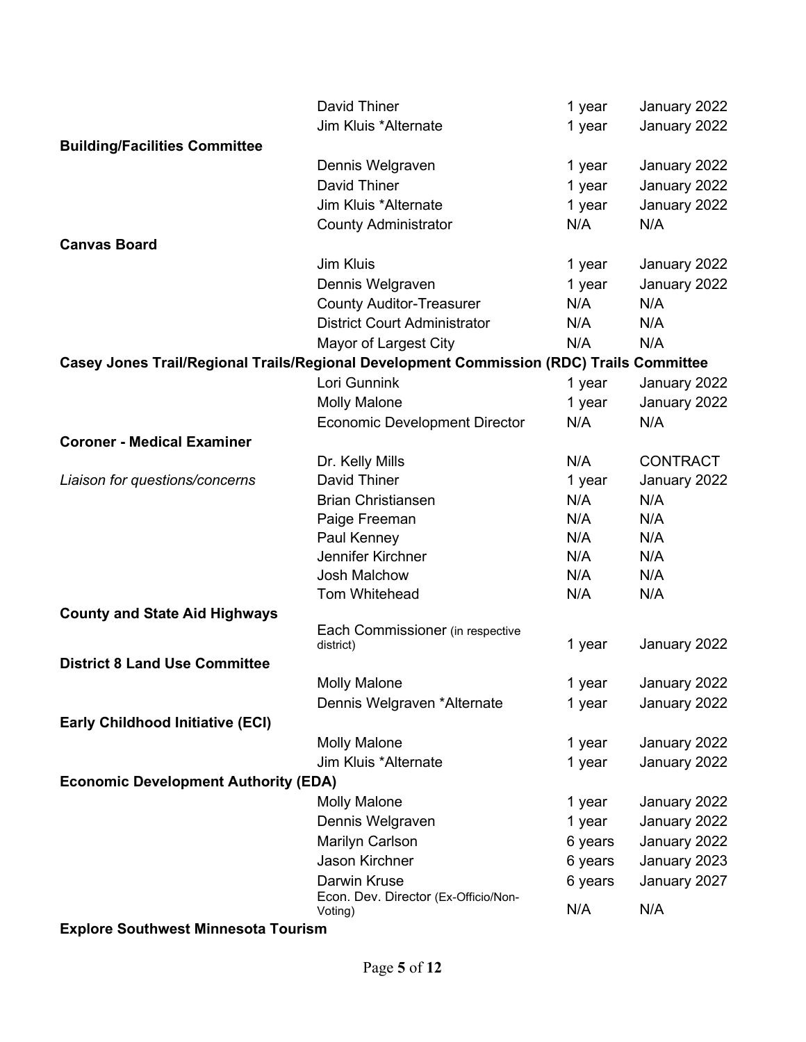| Committee | Member | Term | Expires |
|---|---|---|---|
| | David Thiner | 1 year | January 2022 |
| | Jim Kluis *Alternate | 1 year | January 2022 |
| **Building/Facilities Committee** | | | |
| | Dennis Welgraven | 1 year | January 2022 |
| | David Thiner | 1 year | January 2022 |
| | Jim Kluis *Alternate | 1 year | January 2022 |
| | County Administrator | N/A | N/A |
| **Canvas Board** | | | |
| | Jim Kluis | 1 year | January 2022 |
| | Dennis Welgraven | 1 year | January 2022 |
| | County Auditor-Treasurer | N/A | N/A |
| | District Court Administrator | N/A | N/A |
| | Mayor of Largest City | N/A | N/A |
| **Casey Jones Trail/Regional Trails/Regional Development Commission (RDC) Trails Committee** | | | |
| | Lori Gunnink | 1 year | January 2022 |
| | Molly Malone | 1 year | January 2022 |
| | Economic Development Director | N/A | N/A |
| **Coroner - Medical Examiner** | | | |
| | Dr. Kelly Mills | N/A | CONTRACT |
| *Liaison for questions/concerns* | David Thiner | 1 year | January 2022 |
| | Brian Christiansen | N/A | N/A |
| | Paige Freeman | N/A | N/A |
| | Paul Kenney | N/A | N/A |
| | Jennifer Kirchner | N/A | N/A |
| | Josh Malchow | N/A | N/A |
| | Tom Whitehead | N/A | N/A |
| **County and State Aid Highways** | | | |
| | Each Commissioner (in respective district) | 1 year | January 2022 |
| **District 8 Land Use Committee** | | | |
| | Molly Malone | 1 year | January 2022 |
| | Dennis Welgraven *Alternate | 1 year | January 2022 |
| **Early Childhood Initiative (ECI)** | | | |
| | Molly Malone | 1 year | January 2022 |
| | Jim Kluis *Alternate | 1 year | January 2022 |
| **Economic Development Authority (EDA)** | | | |
| | Molly Malone | 1 year | January 2022 |
| | Dennis Welgraven | 1 year | January 2022 |
| | Marilyn Carlson | 6 years | January 2022 |
| | Jason Kirchner | 6 years | January 2023 |
| | Darwin Kruse | 6 years | January 2027 |
| | Econ. Dev. Director (Ex-Officio/Non-Voting) | N/A | N/A |
| **Explore Southwest Minnesota Tourism** | | | |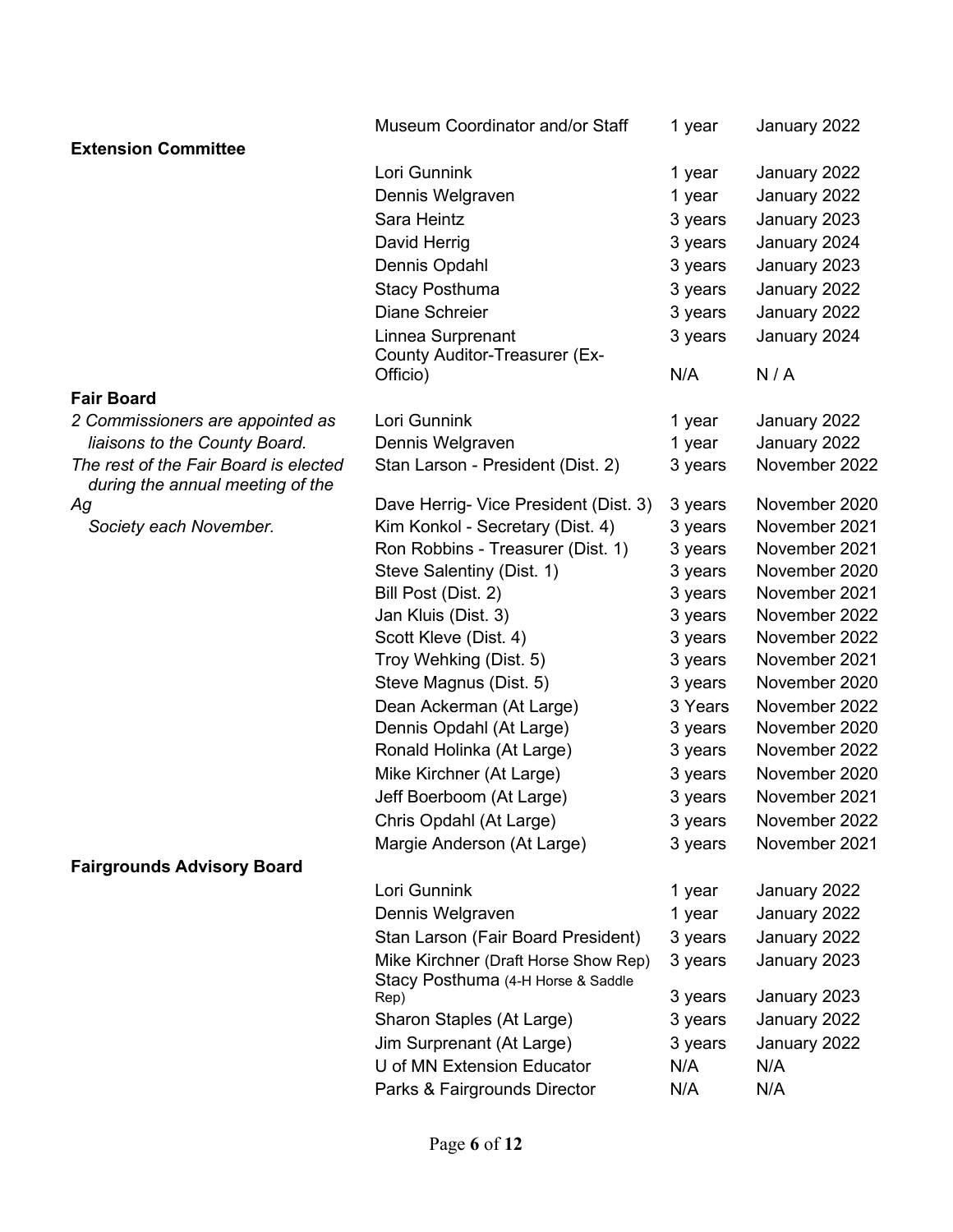| | | | |
|---|---|---|---|
| | Museum Coordinator and/or Staff | 1 year | January 2022 |
| **Extension Committee** | | | |
| | Lori Gunnink | 1 year | January 2022 |
| | Dennis Welgraven | 1 year | January 2022 |
| | Sara Heintz | 3 years | January 2023 |
| | David Herrig | 3 years | January 2024 |
| | Dennis Opdahl | 3 years | January 2023 |
| | Stacy Posthuma | 3 years | January 2022 |
| | Diane Schreier | 3 years | January 2022 |
| | Linnea Surprenant | 3 years | January 2024 |
| | County Auditor-Treasurer (Ex-Officio) | N/A | N / A |
| **Fair Board** | | | |
| *2 Commissioners are appointed as liaisons to the County Board.* | Lori Gunnink | 1 year | January 2022 |
| | Dennis Welgraven | 1 year | January 2022 |
| *The rest of the Fair Board is elected during the annual meeting of the Ag Society each November.* | Stan Larson - President (Dist. 2) | 3 years | November 2022 |
| | Dave Herrig- Vice President (Dist. 3) | 3 years | November 2020 |
| | Kim Konkol - Secretary (Dist. 4) | 3 years | November 2021 |
| | Ron Robbins - Treasurer (Dist. 1) | 3 years | November 2021 |
| | Steve Salentiny (Dist. 1) | 3 years | November 2020 |
| | Bill Post (Dist. 2) | 3 years | November 2021 |
| | Jan Kluis (Dist. 3) | 3 years | November 2022 |
| | Scott Kleve (Dist. 4) | 3 years | November 2022 |
| | Troy Wehking (Dist. 5) | 3 years | November 2021 |
| | Steve Magnus (Dist. 5) | 3 years | November 2020 |
| | Dean Ackerman (At Large) | 3 Years | November 2022 |
| | Dennis Opdahl (At Large) | 3 years | November 2020 |
| | Ronald Holinka (At Large) | 3 years | November 2022 |
| | Mike Kirchner (At Large) | 3 years | November 2020 |
| | Jeff Boerboom (At Large) | 3 years | November 2021 |
| | Chris Opdahl (At Large) | 3 years | November 2022 |
| | Margie Anderson (At Large) | 3 years | November 2021 |
| **Fairgrounds Advisory Board** | | | |
| | Lori Gunnink | 1 year | January 2022 |
| | Dennis Welgraven | 1 year | January 2022 |
| | Stan Larson (Fair Board President) | 3 years | January 2022 |
| | Mike Kirchner (Draft Horse Show Rep) | 3 years | January 2023 |
| | Stacy Posthuma (4-H Horse & Saddle Rep) | 3 years | January 2023 |
| | Sharon Staples (At Large) | 3 years | January 2022 |
| | Jim Surprenant (At Large) | 3 years | January 2022 |
| | U of MN Extension Educator | N/A | N/A |
| | Parks & Fairgrounds Director | N/A | N/A |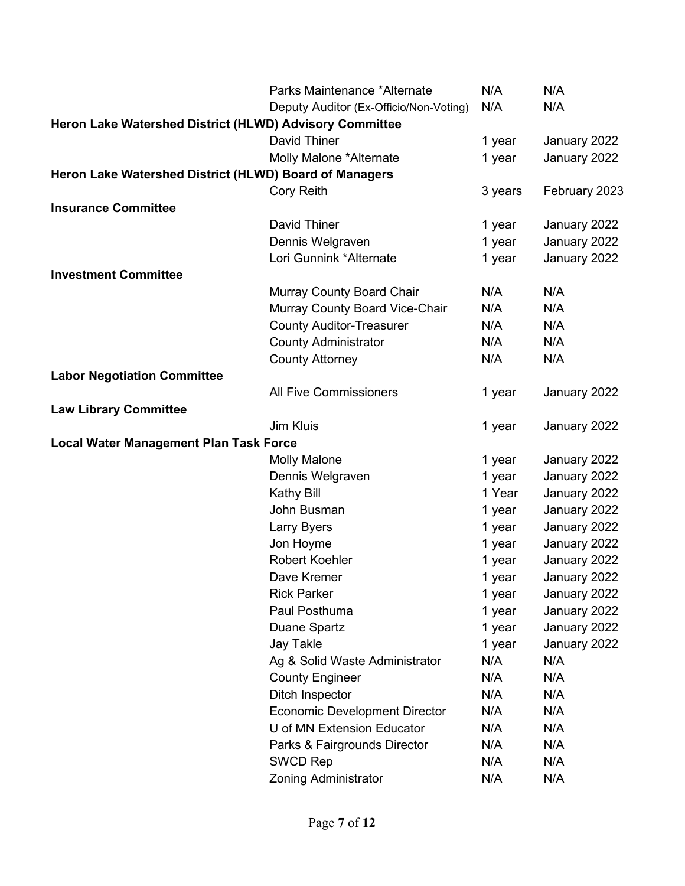| Committee | Member | Term | Expires |
|---|---|---|---|
| | Parks Maintenance *Alternate | N/A | N/A |
| | Deputy Auditor (Ex-Officio/Non-Voting) | N/A | N/A |
| **Heron Lake Watershed District (HLWD) Advisory Committee** | | | |
| | David Thiner | 1 year | January 2022 |
| | Molly Malone *Alternate | 1 year | January 2022 |
| **Heron Lake Watershed District (HLWD) Board of Managers** | | | |
| | Cory Reith | 3 years | February 2023 |
| **Insurance Committee** | | | |
| | David Thiner | 1 year | January 2022 |
| | Dennis Welgraven | 1 year | January 2022 |
| | Lori Gunnink *Alternate | 1 year | January 2022 |
| **Investment Committee** | | | |
| | Murray County Board Chair | N/A | N/A |
| | Murray County Board Vice-Chair | N/A | N/A |
| | County Auditor-Treasurer | N/A | N/A |
| | County Administrator | N/A | N/A |
| | County Attorney | N/A | N/A |
| **Labor Negotiation Committee** | | | |
| | All Five Commissioners | 1 year | January 2022 |
| **Law Library Committee** | | | |
| | Jim Kluis | 1 year | January 2022 |
| **Local Water Management Plan Task Force** | | | |
| | Molly Malone | 1 year | January 2022 |
| | Dennis Welgraven | 1 year | January 2022 |
| | Kathy Bill | 1 Year | January 2022 |
| | John Busman | 1 year | January 2022 |
| | Larry Byers | 1 year | January 2022 |
| | Jon Hoyme | 1 year | January 2022 |
| | Robert Koehler | 1 year | January 2022 |
| | Dave Kremer | 1 year | January 2022 |
| | Rick Parker | 1 year | January 2022 |
| | Paul Posthuma | 1 year | January 2022 |
| | Duane Spartz | 1 year | January 2022 |
| | Jay Takle | 1 year | January 2022 |
| | Ag & Solid Waste Administrator | N/A | N/A |
| | County Engineer | N/A | N/A |
| | Ditch Inspector | N/A | N/A |
| | Economic Development Director | N/A | N/A |
| | U of MN Extension Educator | N/A | N/A |
| | Parks & Fairgrounds Director | N/A | N/A |
| | SWCD Rep | N/A | N/A |
| | Zoning Administrator | N/A | N/A |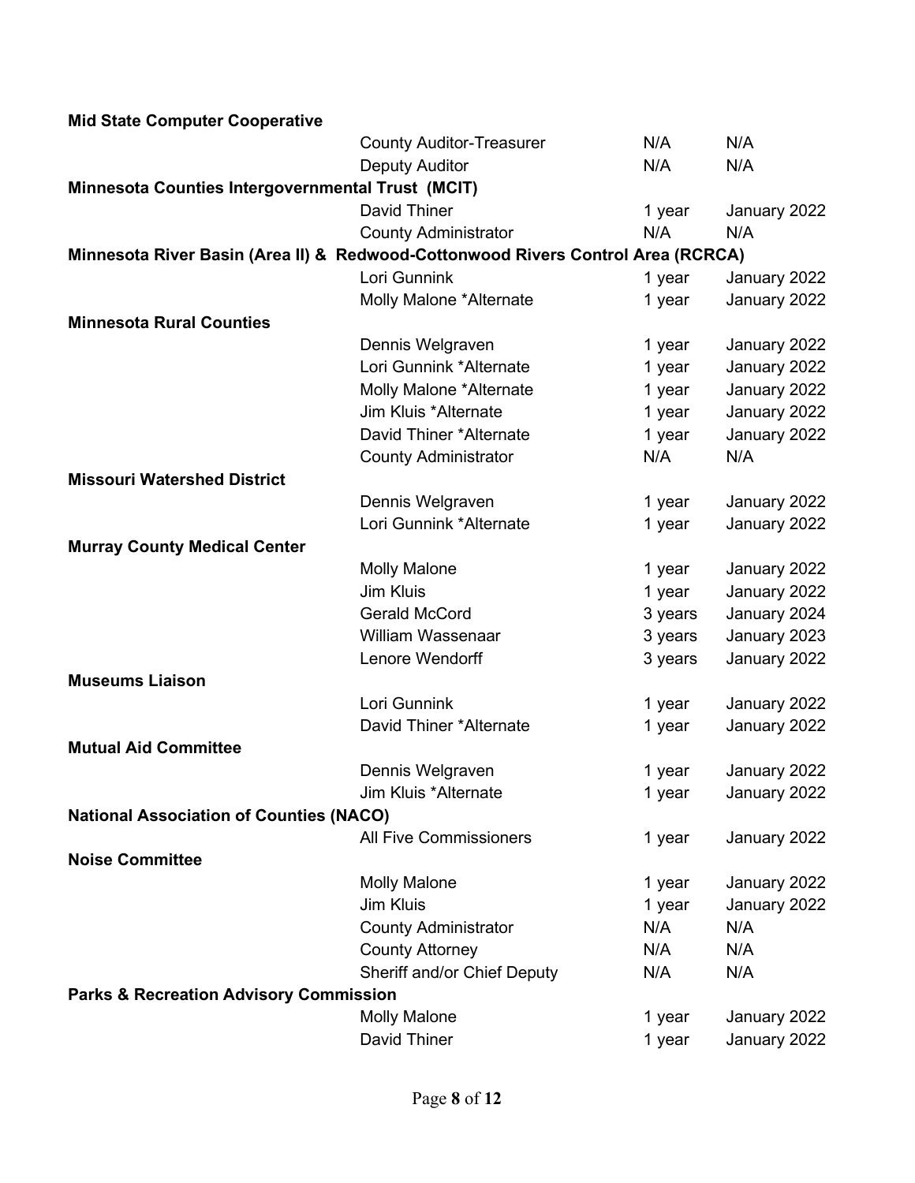**Mid State Computer Cooperative**

| | | | |
|---|---|---|---|
| | County Auditor-Treasurer | N/A | N/A |
| | Deputy Auditor | N/A | N/A |

**Minnesota Counties Intergovernmental Trust (MCIT)**

| | | | |
|---|---|---|---|
| | David Thiner | 1 year | January 2022 |
| | County Administrator | N/A | N/A |

**Minnesota River Basin (Area II) & Redwood-Cottonwood Rivers Control Area (RCRCA)**

| | | | |
|---|---|---|---|
| | Lori Gunnink | 1 year | January 2022 |
| | Molly Malone *Alternate | 1 year | January 2022 |

**Minnesota Rural Counties**

| | | | |
|---|---|---|---|
| | Dennis Welgraven | 1 year | January 2022 |
| | Lori Gunnink *Alternate | 1 year | January 2022 |
| | Molly Malone *Alternate | 1 year | January 2022 |
| | Jim Kluis *Alternate | 1 year | January 2022 |
| | David Thiner *Alternate | 1 year | January 2022 |
| | County Administrator | N/A | N/A |

**Missouri Watershed District**

| | | | |
|---|---|---|---|
| | Dennis Welgraven | 1 year | January 2022 |
| | Lori Gunnink *Alternate | 1 year | January 2022 |

**Murray County Medical Center**

| | | | |
|---|---|---|---|
| | Molly Malone | 1 year | January 2022 |
| | Jim Kluis | 1 year | January 2022 |
| | Gerald McCord | 3 years | January 2024 |
| | William Wassenaar | 3 years | January 2023 |
| | Lenore Wendorff | 3 years | January 2022 |

**Museums Liaison**

| | | | |
|---|---|---|---|
| | Lori Gunnink | 1 year | January 2022 |
| | David Thiner *Alternate | 1 year | January 2022 |

**Mutual Aid Committee**

| | | | |
|---|---|---|---|
| | Dennis Welgraven | 1 year | January 2022 |
| | Jim Kluis *Alternate | 1 year | January 2022 |

**National Association of Counties (NACO)**

| | | | |
|---|---|---|---|
| | All Five Commissioners | 1 year | January 2022 |

**Noise Committee**

| | | | |
|---|---|---|---|
| | Molly Malone | 1 year | January 2022 |
| | Jim Kluis | 1 year | January 2022 |
| | County Administrator | N/A | N/A |
| | County Attorney | N/A | N/A |
| | Sheriff and/or Chief Deputy | N/A | N/A |

**Parks & Recreation Advisory Commission**

| | | | |
|---|---|---|---|
| | Molly Malone | 1 year | January 2022 |
| | David Thiner | 1 year | January 2022 |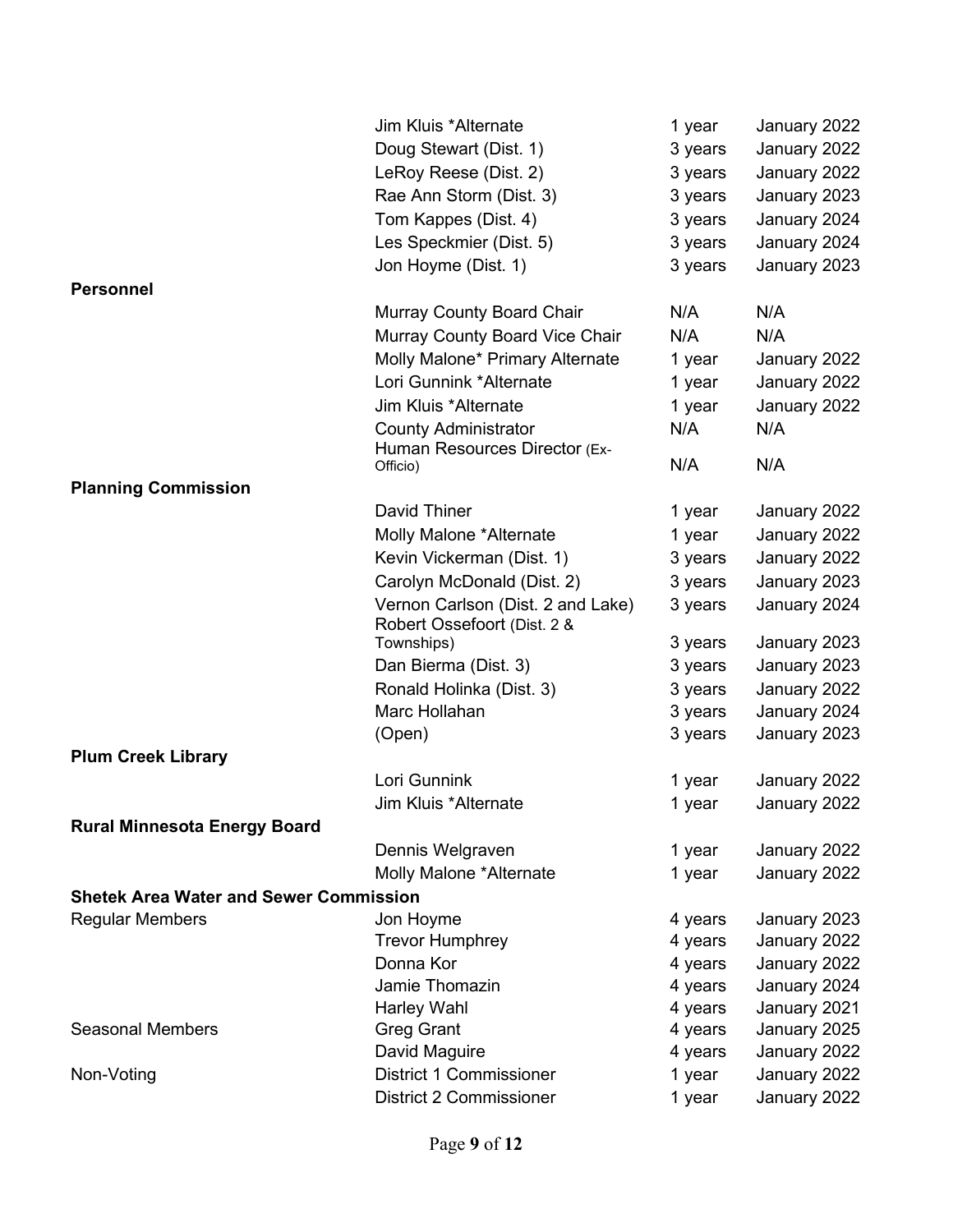| Committee | Member | Term | Expires |
|---|---|---|---|
| | Jim Kluis *Alternate | 1 year | January 2022 |
| | Doug Stewart (Dist. 1) | 3 years | January 2022 |
| | LeRoy Reese (Dist. 2) | 3 years | January 2022 |
| | Rae Ann Storm (Dist. 3) | 3 years | January 2023 |
| | Tom Kappes (Dist. 4) | 3 years | January 2024 |
| | Les Speckmier (Dist. 5) | 3 years | January 2024 |
| | Jon Hoyme (Dist. 1) | 3 years | January 2023 |
| **Personnel** | | | |
| | Murray County Board Chair | N/A | N/A |
| | Murray County Board Vice Chair | N/A | N/A |
| | Molly Malone* Primary Alternate | 1 year | January 2022 |
| | Lori Gunnink *Alternate | 1 year | January 2022 |
| | Jim Kluis *Alternate | 1 year | January 2022 |
| | County Administrator | N/A | N/A |
| | Human Resources Director (Ex-Officio) | N/A | N/A |
| **Planning Commission** | | | |
| | David Thiner | 1 year | January 2022 |
| | Molly Malone *Alternate | 1 year | January 2022 |
| | Kevin Vickerman (Dist. 1) | 3 years | January 2022 |
| | Carolyn McDonald (Dist. 2) | 3 years | January 2023 |
| | Vernon Carlson (Dist. 2 and Lake) | 3 years | January 2024 |
| | Robert Ossefoort (Dist. 2 & Townships) | 3 years | January 2023 |
| | Dan Bierma (Dist. 3) | 3 years | January 2023 |
| | Ronald Holinka (Dist. 3) | 3 years | January 2022 |
| | Marc Hollahan | 3 years | January 2024 |
| | (Open) | 3 years | January 2023 |
| **Plum Creek Library** | | | |
| | Lori Gunnink | 1 year | January 2022 |
| | Jim Kluis *Alternate | 1 year | January 2022 |
| **Rural Minnesota Energy Board** | | | |
| | Dennis Welgraven | 1 year | January 2022 |
| | Molly Malone *Alternate | 1 year | January 2022 |
| **Shetek Area Water and Sewer Commission** | | | |
| Regular Members | Jon Hoyme | 4 years | January 2023 |
| | Trevor Humphrey | 4 years | January 2022 |
| | Donna Kor | 4 years | January 2022 |
| | Jamie Thomazin | 4 years | January 2024 |
| | Harley Wahl | 4 years | January 2021 |
| Seasonal Members | Greg Grant | 4 years | January 2025 |
| | David Maguire | 4 years | January 2022 |
| Non-Voting | District 1 Commissioner | 1 year | January 2022 |
| | District 2 Commissioner | 1 year | January 2022 |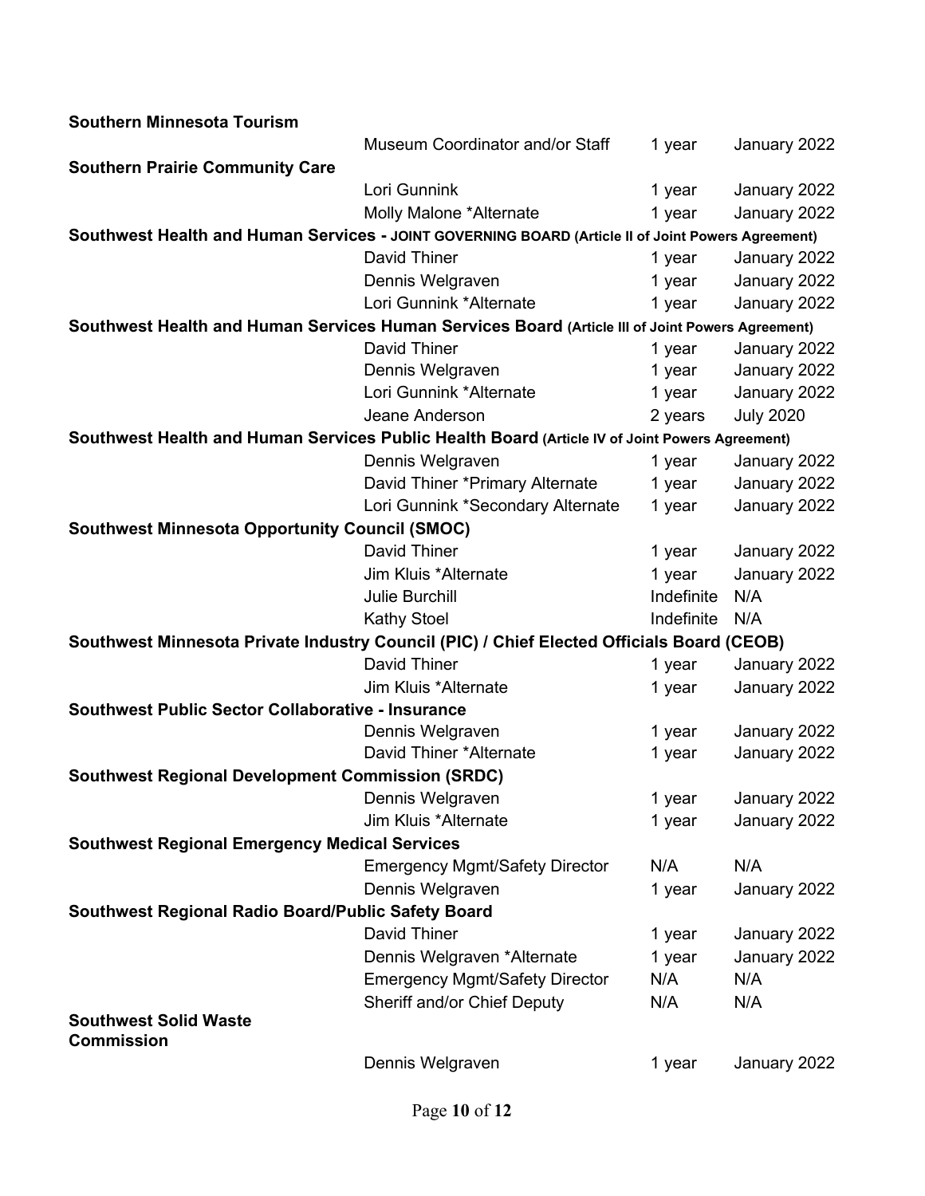| Organization | Representative | Term | Expires |
| --- | --- | --- | --- |
| **Southern Minnesota Tourism** | | | |
| | Museum Coordinator and/or Staff | 1 year | January 2022 |
| **Southern Prairie Community Care** | | | |
| | Lori Gunnink | 1 year | January 2022 |
| | Molly Malone *Alternate | 1 year | January 2022 |
| **Southwest Health and Human Services - JOINT GOVERNING BOARD (Article II of Joint Powers Agreement)** | | | |
| | David Thiner | 1 year | January 2022 |
| | Dennis Welgraven | 1 year | January 2022 |
| | Lori Gunnink *Alternate | 1 year | January 2022 |
| **Southwest Health and Human Services Human Services Board (Article III of Joint Powers Agreement)** | | | |
| | David Thiner | 1 year | January 2022 |
| | Dennis Welgraven | 1 year | January 2022 |
| | Lori Gunnink *Alternate | 1 year | January 2022 |
| | Jeane Anderson | 2 years | July 2020 |
| **Southwest Health and Human Services Public Health Board (Article IV of Joint Powers Agreement)** | | | |
| | Dennis Welgraven | 1 year | January 2022 |
| | David Thiner *Primary Alternate | 1 year | January 2022 |
| | Lori Gunnink *Secondary Alternate | 1 year | January 2022 |
| **Southwest Minnesota Opportunity Council (SMOC)** | | | |
| | David Thiner | 1 year | January 2022 |
| | Jim Kluis *Alternate | 1 year | January 2022 |
| | Julie Burchill | Indefinite | N/A |
| | Kathy Stoel | Indefinite | N/A |
| **Southwest Minnesota Private Industry Council (PIC) / Chief Elected Officials Board (CEOB)** | | | |
| | David Thiner | 1 year | January 2022 |
| | Jim Kluis *Alternate | 1 year | January 2022 |
| **Southwest Public Sector Collaborative - Insurance** | | | |
| | Dennis Welgraven | 1 year | January 2022 |
| | David Thiner *Alternate | 1 year | January 2022 |
| **Southwest Regional Development Commission (SRDC)** | | | |
| | Dennis Welgraven | 1 year | January 2022 |
| | Jim Kluis *Alternate | 1 year | January 2022 |
| **Southwest Regional Emergency Medical Services** | | | |
| | Emergency Mgmt/Safety Director | N/A | N/A |
| | Dennis Welgraven | 1 year | January 2022 |
| **Southwest Regional Radio Board/Public Safety Board** | | | |
| | David Thiner | 1 year | January 2022 |
| | Dennis Welgraven *Alternate | 1 year | January 2022 |
| | Emergency Mgmt/Safety Director | N/A | N/A |
| | Sheriff and/or Chief Deputy | N/A | N/A |
| **Southwest Solid Waste Commission** | | | |
| | Dennis Welgraven | 1 year | January 2022 |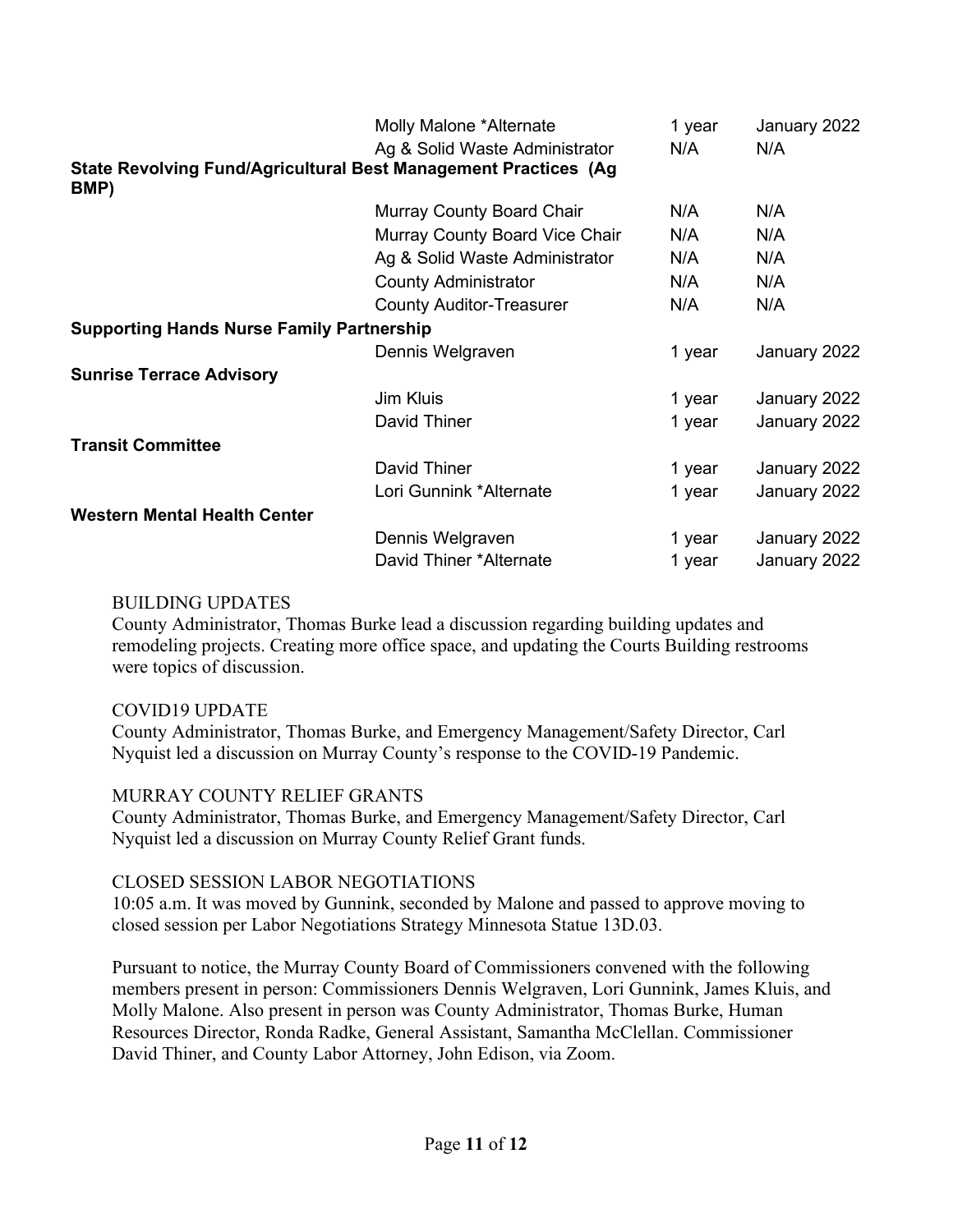| | | | |
|---|---|---|---|
| | Molly Malone *Alternate | 1 year | January 2022 |
| | Ag & Solid Waste Administrator | N/A | N/A |
| **State Revolving Fund/Agricultural Best Management Practices (Ag BMP)** | | | |
| | Murray County Board Chair | N/A | N/A |
| | Murray County Board Vice Chair | N/A | N/A |
| | Ag & Solid Waste Administrator | N/A | N/A |
| | County Administrator | N/A | N/A |
| | County Auditor-Treasurer | N/A | N/A |
| **Supporting Hands Nurse Family Partnership** | | | |
| | Dennis Welgraven | 1 year | January 2022 |
| **Sunrise Terrace Advisory** | | | |
| | Jim Kluis | 1 year | January 2022 |
| | David Thiner | 1 year | January 2022 |
| **Transit Committee** | | | |
| | David Thiner | 1 year | January 2022 |
| | Lori Gunnink *Alternate | 1 year | January 2022 |
| **Western Mental Health Center** | | | |
| | Dennis Welgraven | 1 year | January 2022 |
| | David Thiner *Alternate | 1 year | January 2022 |

BUILDING UPDATES
County Administrator, Thomas Burke lead a discussion regarding building updates and remodeling projects. Creating more office space, and updating the Courts Building restrooms were topics of discussion.

COVID19 UPDATE
County Administrator, Thomas Burke, and Emergency Management/Safety Director, Carl Nyquist led a discussion on Murray County's response to the COVID-19 Pandemic.

MURRAY COUNTY RELIEF GRANTS
County Administrator, Thomas Burke, and Emergency Management/Safety Director, Carl Nyquist led a discussion on Murray County Relief Grant funds.

CLOSED SESSION LABOR NEGOTIATIONS
10:05 a.m. It was moved by Gunnink, seconded by Malone and passed to approve moving to closed session per Labor Negotiations Strategy Minnesota Statue 13D.03.

Pursuant to notice, the Murray County Board of Commissioners convened with the following members present in person: Commissioners Dennis Welgraven, Lori Gunnink, James Kluis, and Molly Malone. Also present in person was County Administrator, Thomas Burke, Human Resources Director, Ronda Radke, General Assistant, Samantha McClellan. Commissioner David Thiner, and County Labor Attorney, John Edison, via Zoom.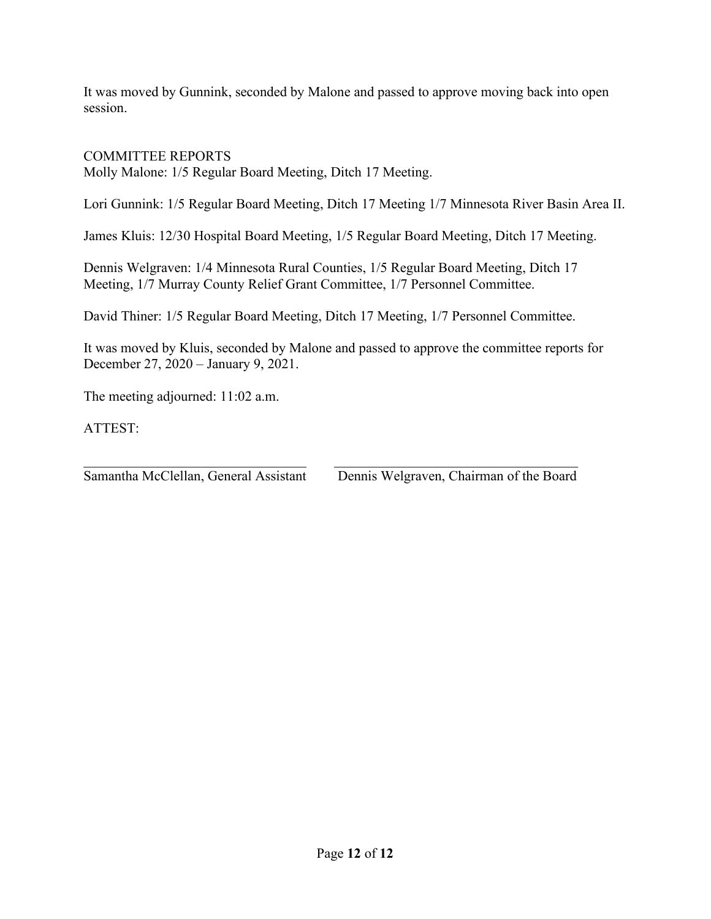It was moved by Gunnink, seconded by Malone and passed to approve moving back into open session.

COMMITTEE REPORTS

Molly Malone: 1/5 Regular Board Meeting, Ditch 17 Meeting.

Lori Gunnink: 1/5 Regular Board Meeting, Ditch 17 Meeting 1/7 Minnesota River Basin Area II.

James Kluis: 12/30 Hospital Board Meeting, 1/5 Regular Board Meeting, Ditch 17 Meeting.

Dennis Welgraven: 1/4 Minnesota Rural Counties, 1/5 Regular Board Meeting, Ditch 17 Meeting, 1/7 Murray County Relief Grant Committee, 1/7 Personnel Committee.

David Thiner: 1/5 Regular Board Meeting, Ditch 17 Meeting, 1/7 Personnel Committee.

It was moved by Kluis, seconded by Malone and passed to approve the committee reports for December 27, 2020 – January 9, 2021.

The meeting adjourned: 11:02 a.m.

ATTEST:

\_\_\_\_\_\_\_\_\_\_\_\_\_\_\_\_\_\_\_\_\_\_\_\_\_\_\_\_\_\_\_\_ \_\_\_\_\_\_\_\_\_\_\_\_\_\_\_\_\_\_\_\_\_\_\_\_\_\_\_\_\_\_\_\_\_\_\_\_

Samantha McClellan, General Assistant Dennis Welgraven, Chairman of the Board